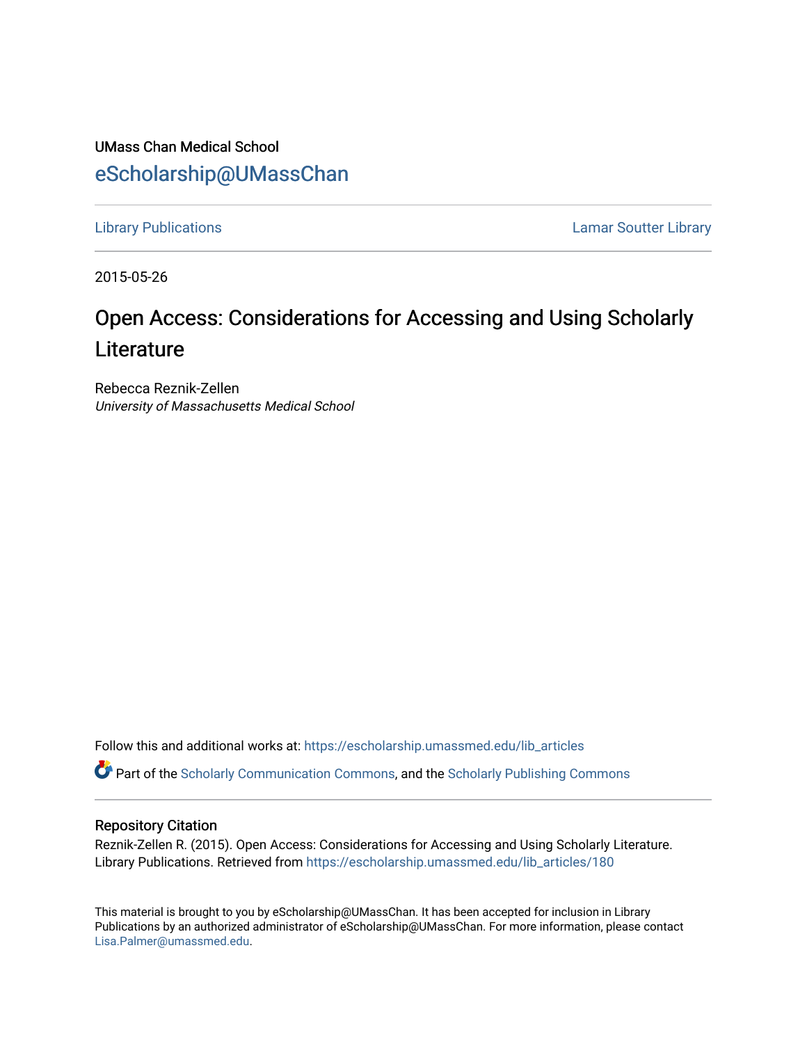UMass Chan Medical School

eScholarship@UMassChan

Library Publications | Lamar Soutter Library

2015-05-26

# Open Access: Considerations for Accessing and Using Scholarly Literature

Rebecca Reznik-Zellen

*University of Massachusetts Medical School*

Follow this and additional works at: https://escholarship.umassmed.edu/lib_articles

Part of the Scholarly Communication Commons, and the Scholarly Publishing Commons

## Repository Citation

Reznik-Zellen R. (2015). Open Access: Considerations for Accessing and Using Scholarly Literature. Library Publications. Retrieved from https://escholarship.umassmed.edu/lib_articles/180

This material is brought to you by eScholarship@UMassChan. It has been accepted for inclusion in Library Publications by an authorized administrator of eScholarship@UMassChan. For more information, please contact Lisa.Palmer@umassmed.edu.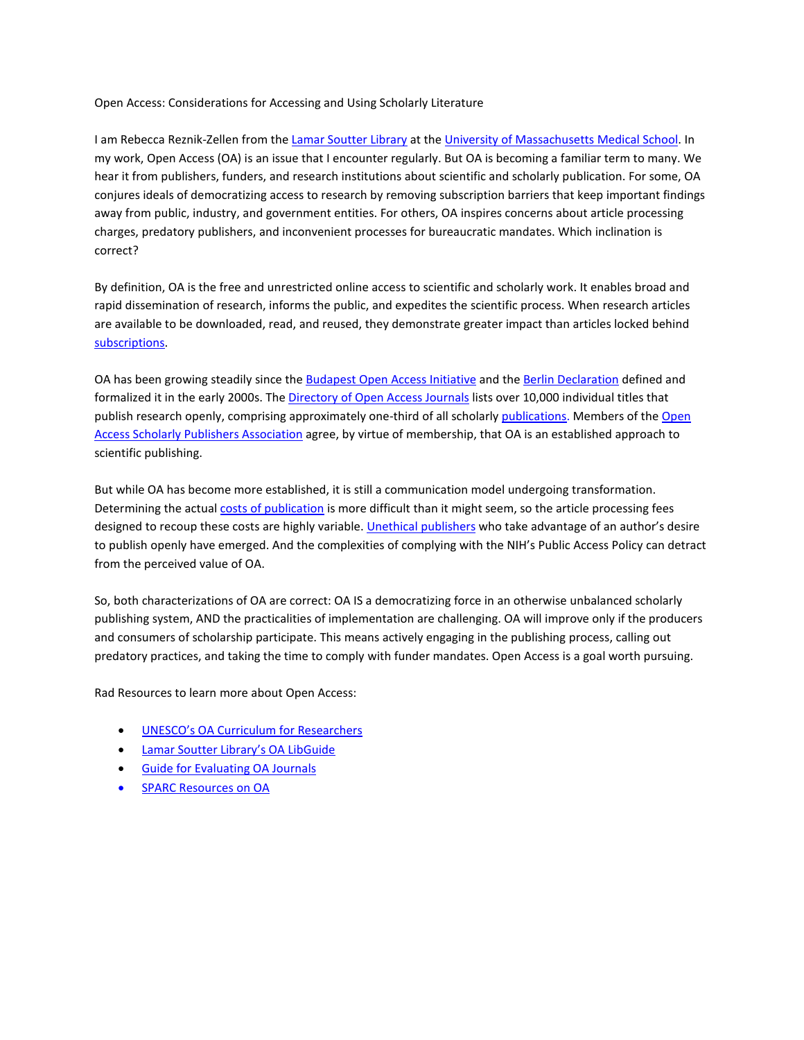Open Access: Considerations for Accessing and Using Scholarly Literature

I am Rebecca Reznik-Zellen from the Lamar Soutter Library at the University of Massachusetts Medical School. In my work, Open Access (OA) is an issue that I encounter regularly. But OA is becoming a familiar term to many. We hear it from publishers, funders, and research institutions about scientific and scholarly publication. For some, OA conjures ideals of democratizing access to research by removing subscription barriers that keep important findings away from public, industry, and government entities. For others, OA inspires concerns about article processing charges, predatory publishers, and inconvenient processes for bureaucratic mandates. Which inclination is correct?

By definition, OA is the free and unrestricted online access to scientific and scholarly work. It enables broad and rapid dissemination of research, informs the public, and expedites the scientific process. When research articles are available to be downloaded, read, and reused, they demonstrate greater impact than articles locked behind subscriptions.

OA has been growing steadily since the Budapest Open Access Initiative and the Berlin Declaration defined and formalized it in the early 2000s. The Directory of Open Access Journals lists over 10,000 individual titles that publish research openly, comprising approximately one-third of all scholarly publications. Members of the Open Access Scholarly Publishers Association agree, by virtue of membership, that OA is an established approach to scientific publishing.

But while OA has become more established, it is still a communication model undergoing transformation. Determining the actual costs of publication is more difficult than it might seem, so the article processing fees designed to recoup these costs are highly variable. Unethical publishers who take advantage of an author's desire to publish openly have emerged. And the complexities of complying with the NIH's Public Access Policy can detract from the perceived value of OA.

So, both characterizations of OA are correct: OA IS a democratizing force in an otherwise unbalanced scholarly publishing system, AND the practicalities of implementation are challenging. OA will improve only if the producers and consumers of scholarship participate. This means actively engaging in the publishing process, calling out predatory practices, and taking the time to comply with funder mandates. Open Access is a goal worth pursuing.

Rad Resources to learn more about Open Access:

- UNESCO's OA Curriculum for Researchers
- Lamar Soutter Library's OA LibGuide
- Guide for Evaluating OA Journals
- SPARC Resources on OA